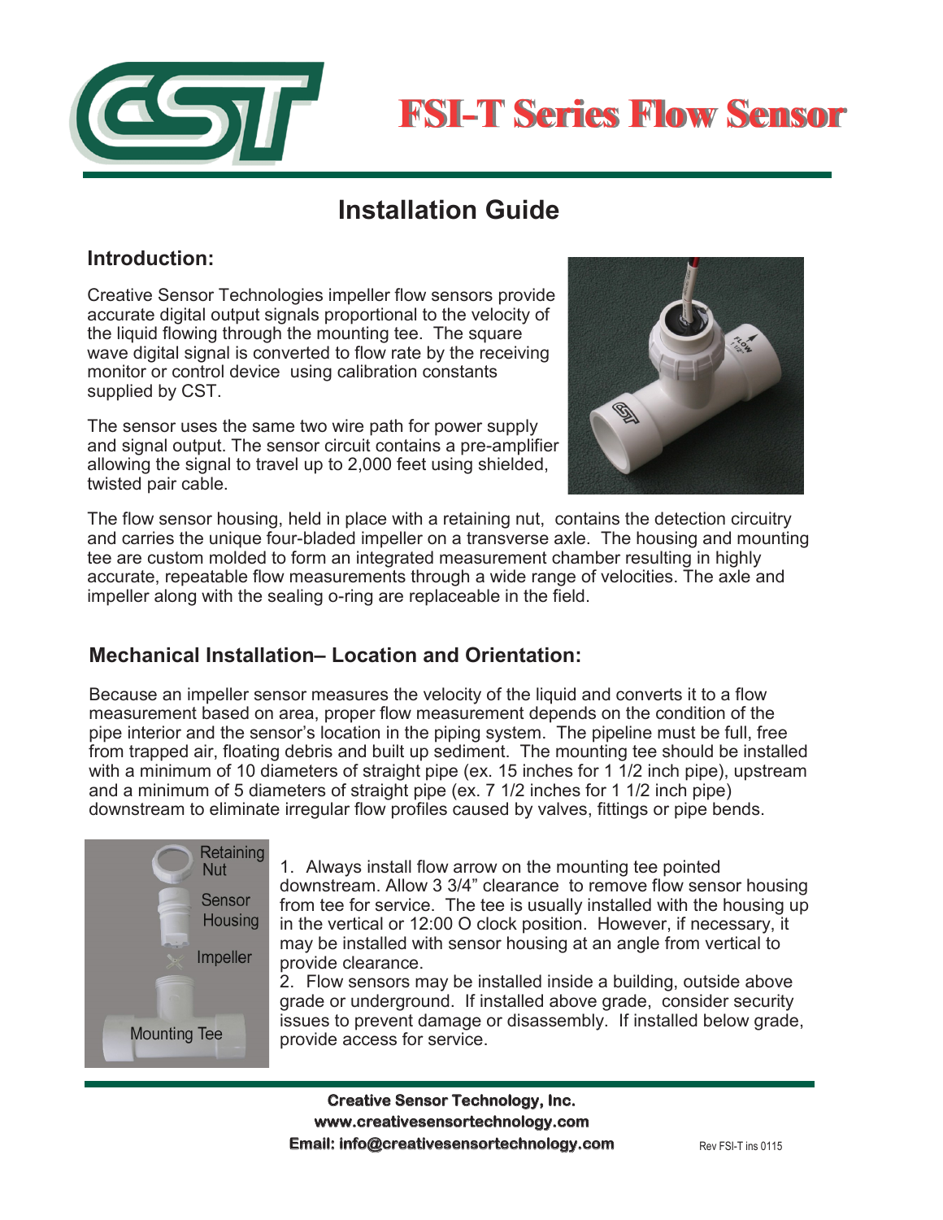# FSI-T Series Flow Sensor

## Installation Guide

### Introduction:

Creative Sensor Technologies impeller flow sensors provide accurate digital output signals proportional to the velocity of the liquid flowing through the mounting tee. The square wave digital signal is converted to flow rate by the receiving monitor or control device using calibration constants supplied by CST.

The sensor uses the same two wire path for power supply and signal output. The sensor circuit contains a pre-amplifier allowing the signal to travel up to 2,000 feet using shielded, twisted pair cable.

The flow sensor housing, held in place with a retaining nut, contains the detection circuitry and carries the unique four-bladed impeller on a transverse axle. The housing and mounting tee are custom molded to form an integrated measurement chamber resulting in highly accurate, repeatable flow measurements through a wide range of velocities. The axle and impeller along with the sealing o-ring are replaceable in the field.

### Mechanical Installation– Location and Orientation:

Because an impeller sensor measures the velocity of the liquid and converts it to a flow measurement based on area, proper flow measurement depends on the condition of the pipe interior and the sensor's location in the piping system. The pipeline must be full, free from trapped air, floating debris and built up sediment. The mounting tee should be installed with a minimum of 10 diameters of straight pipe (ex. 15 inches for 1 1/2 inch pipe), upstream and a minimum of 5 diameters of straight pipe (ex. 7 1/2 inches for 1 1/2 inch pipe) downstream to eliminate irregular flow profiles caused by valves, fittings or pipe bends.

Retaining Nut

Sensor Housing

Impeller

Mounting Tee

1. Always install flow arrow on the mounting tee pointed downstream. Allow 3 3/4" clearance to remove flow sensor housing from tee for service. The tee is usually installed with the housing up in the vertical or 12:00 O clock position. However, if necessary, it may be installed with sensor housing at an angle from vertical to provide clearance.
2. Flow sensors may be installed inside a building, outside above grade or underground. If installed above grade, consider security issues to prevent damage or disassembly. If installed below grade, provide access for service.

**Creative Sensor Technology, Inc.**
**www.creativesensortechnology.com**
**Email: info@creativesensortechnology.com**

Rev FSI-T ins 0115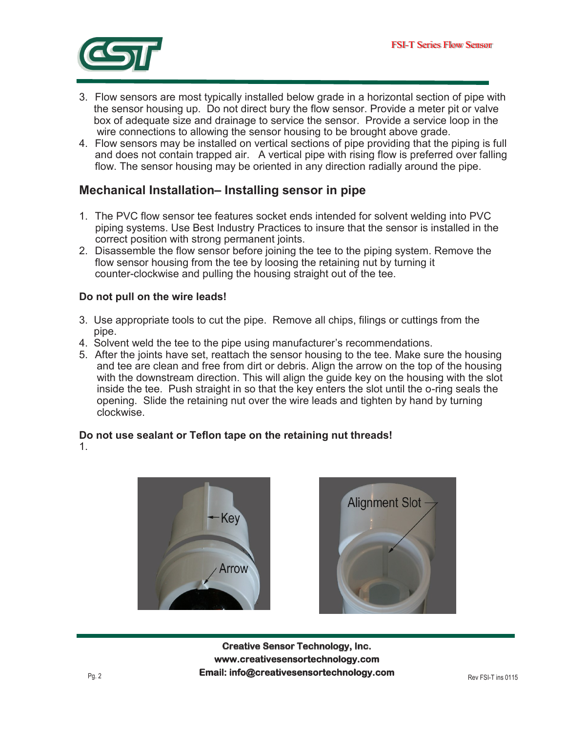3. Flow sensors are most typically installed below grade in a horizontal section of pipe with the sensor housing up. Do not direct bury the flow sensor. Provide a meter pit or valve box of adequate size and drainage to service the sensor. Provide a service loop in the wire connections to allowing the sensor housing to be brought above grade.
4. Flow sensors may be installed on vertical sections of pipe providing that the piping is full and does not contain trapped air. A vertical pipe with rising flow is preferred over falling flow. The sensor housing may be oriented in any direction radially around the pipe.

## Mechanical Installation– Installing sensor in pipe

1. The PVC flow sensor tee features socket ends intended for solvent welding into PVC piping systems. Use Best Industry Practices to insure that the sensor is installed in the correct position with strong permanent joints.
2. Disassemble the flow sensor before joining the tee to the piping system. Remove the flow sensor housing from the tee by loosing the retaining nut by turning it counter-clockwise and pulling the housing straight out of the tee.

**Do not pull on the wire leads!**

3. Use appropriate tools to cut the pipe. Remove all chips, filings or cuttings from the pipe.
4. Solvent weld the tee to the pipe using manufacturer's recommendations.
5. After the joints have set, reattach the sensor housing to the tee. Make sure the housing and tee are clean and free from dirt or debris. Align the arrow on the top of the housing with the downstream direction. This will align the guide key on the housing with the slot inside the tee. Push straight in so that the key enters the slot until the o-ring seals the opening. Slide the retaining nut over the wire leads and tighten by hand by turning clockwise.

**Do not use sealant or Teflon tape on the retaining nut threads!**

1.

Key

Arrow

Alignment Slot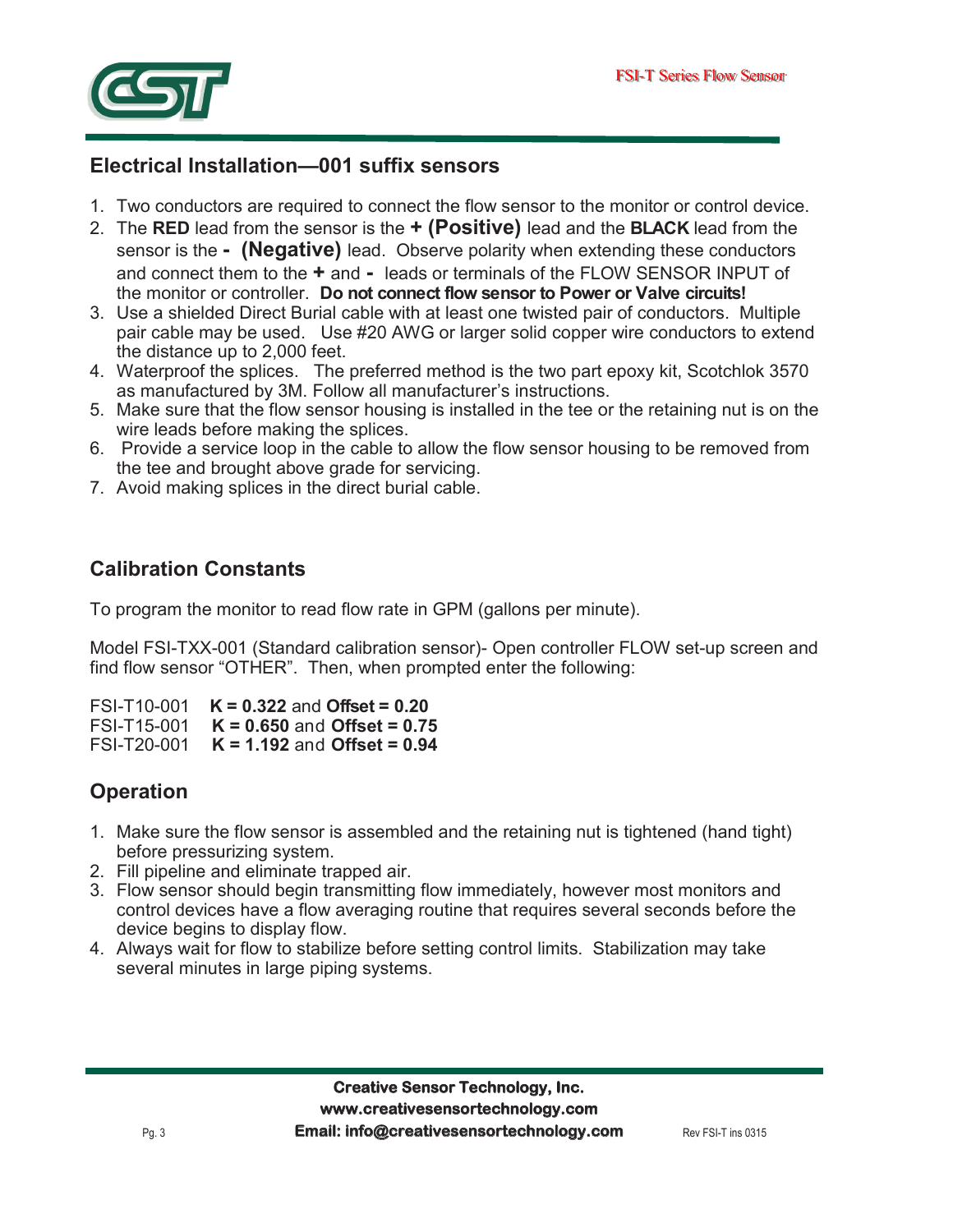## Electrical Installation—001 suffix sensors

1. Two conductors are required to connect the flow sensor to the monitor or control device.
2. The **RED** lead from the sensor is the **+ (Positive)** lead and the **BLACK** lead from the sensor is the **- (Negative)** lead. Observe polarity when extending these conductors and connect them to the **+** and **-** leads or terminals of the FLOW SENSOR INPUT of the monitor or controller. **Do not connect flow sensor to Power or Valve circuits!**
3. Use a shielded Direct Burial cable with at least one twisted pair of conductors. Multiple pair cable may be used. Use #20 AWG or larger solid copper wire conductors to extend the distance up to 2,000 feet.
4. Waterproof the splices. The preferred method is the two part epoxy kit, Scotchlok 3570 as manufactured by 3M. Follow all manufacturer's instructions.
5. Make sure that the flow sensor housing is installed in the tee or the retaining nut is on the wire leads before making the splices.
6. Provide a service loop in the cable to allow the flow sensor housing to be removed from the tee and brought above grade for servicing.
7. Avoid making splices in the direct burial cable.

## Calibration Constants

To program the monitor to read flow rate in GPM (gallons per minute).

Model FSI-TXX-001 (Standard calibration sensor)- Open controller FLOW set-up screen and find flow sensor "OTHER". Then, when prompted enter the following:

FSI-T10-001 **K = 0.322** and **Offset = 0.20**
FSI-T15-001 **K = 0.650** and **Offset = 0.75**
FSI-T20-001 **K = 1.192** and **Offset = 0.94**

## Operation

1. Make sure the flow sensor is assembled and the retaining nut is tightened (hand tight) before pressurizing system.
2. Fill pipeline and eliminate trapped air.
3. Flow sensor should begin transmitting flow immediately, however most monitors and control devices have a flow averaging routine that requires several seconds before the device begins to display flow.
4. Always wait for flow to stabilize before setting control limits. Stabilization may take several minutes in large piping systems.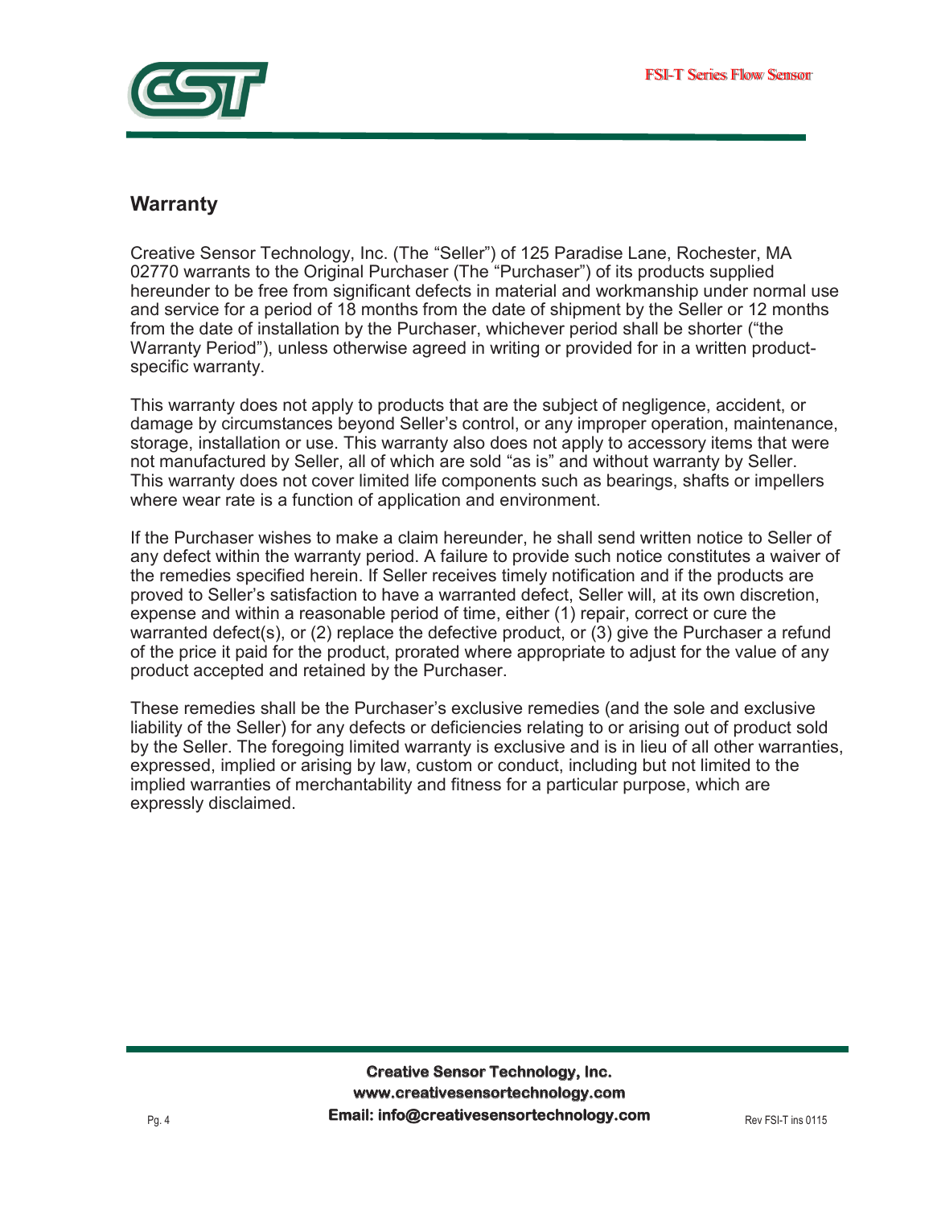## Warranty

Creative Sensor Technology, Inc. (The “Seller”) of 125 Paradise Lane, Rochester, MA 02770 warrants to the Original Purchaser (The “Purchaser”) of its products supplied hereunder to be free from significant defects in material and workmanship under normal use and service for a period of 18 months from the date of shipment by the Seller or 12 months from the date of installation by the Purchaser, whichever period shall be shorter (“the Warranty Period”), unless otherwise agreed in writing or provided for in a written product-specific warranty.

This warranty does not apply to products that are the subject of negligence, accident, or damage by circumstances beyond Seller’s control, or any improper operation, maintenance, storage, installation or use. This warranty also does not apply to accessory items that were not manufactured by Seller, all of which are sold “as is” and without warranty by Seller. This warranty does not cover limited life components such as bearings, shafts or impellers where wear rate is a function of application and environment.

If the Purchaser wishes to make a claim hereunder, he shall send written notice to Seller of any defect within the warranty period. A failure to provide such notice constitutes a waiver of the remedies specified herein. If Seller receives timely notification and if the products are proved to Seller’s satisfaction to have a warranted defect, Seller will, at its own discretion, expense and within a reasonable period of time, either (1) repair, correct or cure the warranted defect(s), or (2) replace the defective product, or (3) give the Purchaser a refund of the price it paid for the product, prorated where appropriate to adjust for the value of any product accepted and retained by the Purchaser.

These remedies shall be the Purchaser’s exclusive remedies (and the sole and exclusive liability of the Seller) for any defects or deficiencies relating to or arising out of product sold by the Seller. The foregoing limited warranty is exclusive and is in lieu of all other warranties, expressed, implied or arising by law, custom or conduct, including but not limited to the implied warranties of merchantability and fitness for a particular purpose, which are expressly disclaimed.